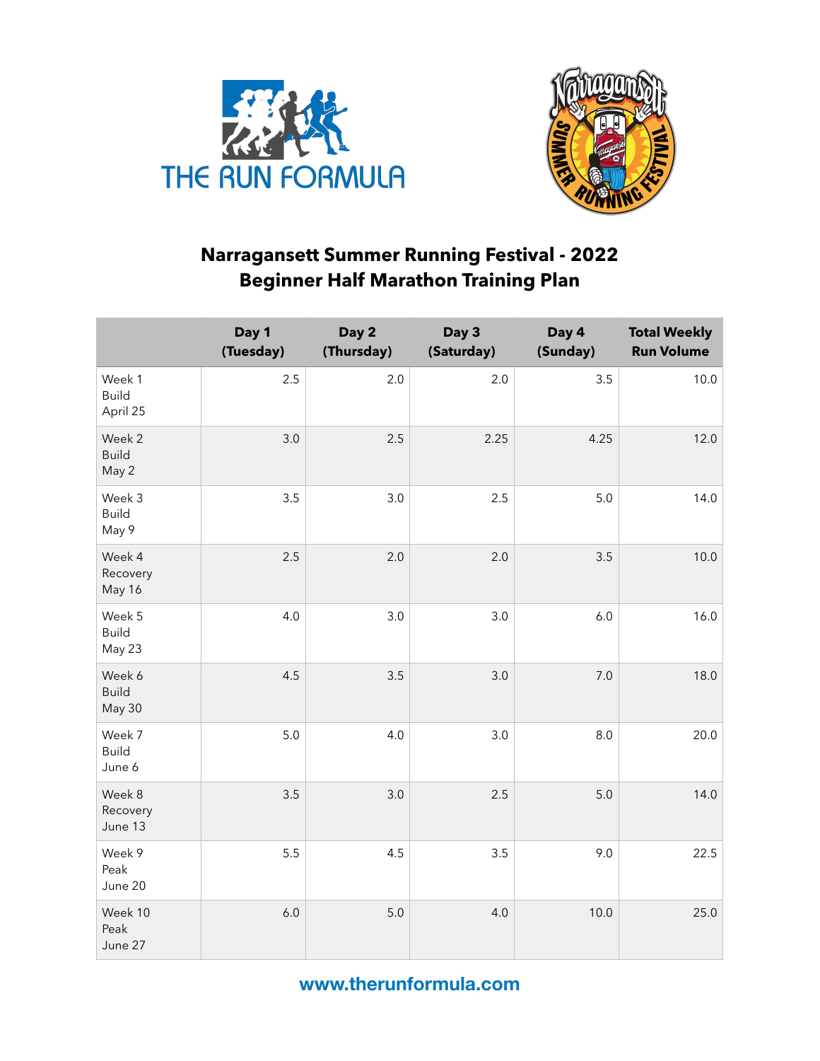THE RUN FORMULA

# Narragansett Summer Running Festival - 2022
## Beginner Half Marathon Training Plan

| | Day 1 (Tuesday) | Day 2 (Thursday) | Day 3 (Saturday) | Day 4 (Sunday) | Total Weekly Run Volume |
|---|---|---|---|---|---|
| Week 1 Build April 25 | 2.5 | 2.0 | 2.0 | 3.5 | 10.0 |
| Week 2 Build May 2 | 3.0 | 2.5 | 2.25 | 4.25 | 12.0 |
| Week 3 Build May 9 | 3.5 | 3.0 | 2.5 | 5.0 | 14.0 |
| Week 4 Recovery May 16 | 2.5 | 2.0 | 2.0 | 3.5 | 10.0 |
| Week 5 Build May 23 | 4.0 | 3.0 | 3.0 | 6.0 | 16.0 |
| Week 6 Build May 30 | 4.5 | 3.5 | 3.0 | 7.0 | 18.0 |
| Week 7 Build June 6 | 5.0 | 4.0 | 3.0 | 8.0 | 20.0 |
| Week 8 Recovery June 13 | 3.5 | 3.0 | 2.5 | 5.0 | 14.0 |
| Week 9 Peak June 20 | 5.5 | 4.5 | 3.5 | 9.0 | 22.5 |
| Week 10 Peak June 27 | 6.0 | 5.0 | 4.0 | 10.0 | 25.0 |

www.therunformula.com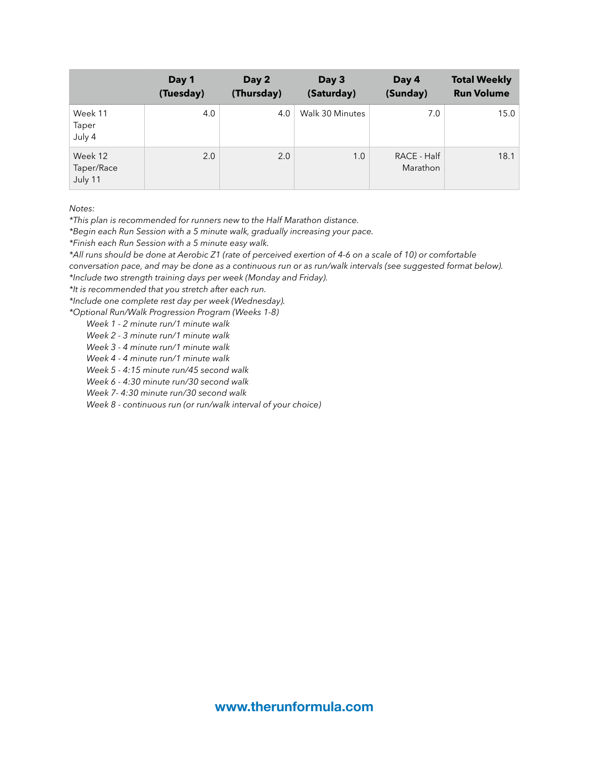| | Day 1 (Tuesday) | Day 2 (Thursday) | Day 3 (Saturday) | Day 4 (Sunday) | Total Weekly Run Volume |
|---|---|---|---|---|---|
| Week 11 Taper July 4 | 4.0 | 4.0 | Walk 30 Minutes | 7.0 | 15.0 |
| Week 12 Taper/Race July 11 | 2.0 | 2.0 | 1.0 | RACE - Half Marathon | 18.1 |

*Notes:*

*\*This plan is recommended for runners new to the Half Marathon distance.*

*\*Begin each Run Session with a 5 minute walk, gradually increasing your pace.*

*\*Finish each Run Session with a 5 minute easy walk.*

*\*All runs should be done at Aerobic Z1 (rate of perceived exertion of 4-6 on a scale of 10) or comfortable conversation pace, and may be done as a continuous run or as run/walk intervals (see suggested format below).*

*\*Include two strength training days per week (Monday and Friday).*

*\*It is recommended that you stretch after each run.*

*\*Include one complete rest day per week (Wednesday).*

*\*Optional Run/Walk Progression Program (Weeks 1-8)*

- *Week 1 - 2 minute run/1 minute walk*
- *Week 2 - 3 minute run/1 minute walk*
- *Week 3 - 4 minute run/1 minute walk*
- *Week 4 - 4 minute run/1 minute walk*
- *Week 5 - 4:15 minute run/45 second walk*
- *Week 6 - 4:30 minute run/30 second walk*
- *Week 7- 4:30 minute run/30 second walk*
- *Week 8 - continuous run (or run/walk interval of your choice)*

**www.therunformula.com**